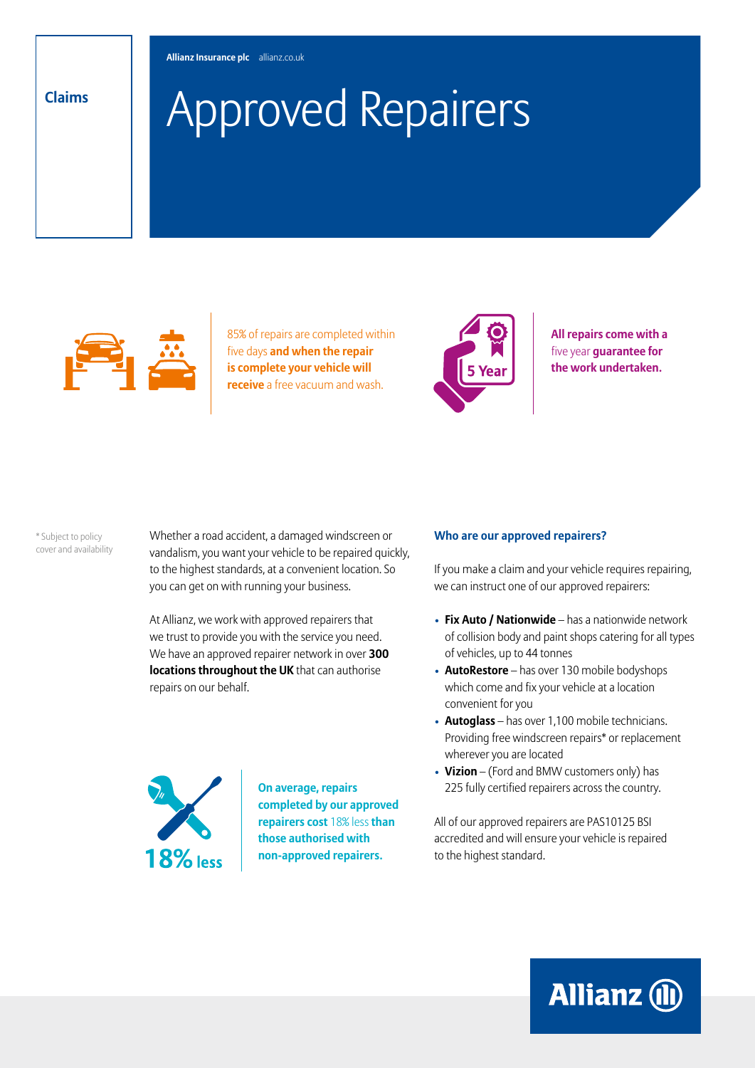Claims

**Allianz Insurance plc** allianz.co.uk

# Approved Repairers

85% of repairs are completed within five days **and when the repair is complete your vehicle will receive** a free vacuum and wash.

5 Year

**All repairs come with a** five year **guarantee for the work undertaken.**

\* Subject to policy cover and availability

Whether a road accident, a damaged windscreen or vandalism, you want your vehicle to be repaired quickly, to the highest standards, at a convenient location. So you can get on with running your business.

At Allianz, we work with approved repairers that we trust to provide you with the service you need. We have an approved repairer network in over **300 locations throughout the UK** that can authorise repairs on our behalf.

18% less

**On average, repairs completed by our approved repairers cost** 18% less **than those authorised with non-approved repairers.**

### Who are our approved repairers?

If you make a claim and your vehicle requires repairing, we can instruct one of our approved repairers:

- **Fix Auto / Nationwide** – has a nationwide network of collision body and paint shops catering for all types of vehicles, up to 44 tonnes
- **AutoRestore** – has over 130 mobile bodyshops which come and fix your vehicle at a location convenient for you
- **Autoglass** – has over 1,100 mobile technicians. Providing free windscreen repairs* or replacement wherever you are located
- **Vizion** – (Ford and BMW customers only) has 225 fully certified repairers across the country.

All of our approved repairers are PAS10125 BSI accredited and will ensure your vehicle is repaired to the highest standard.

Allianz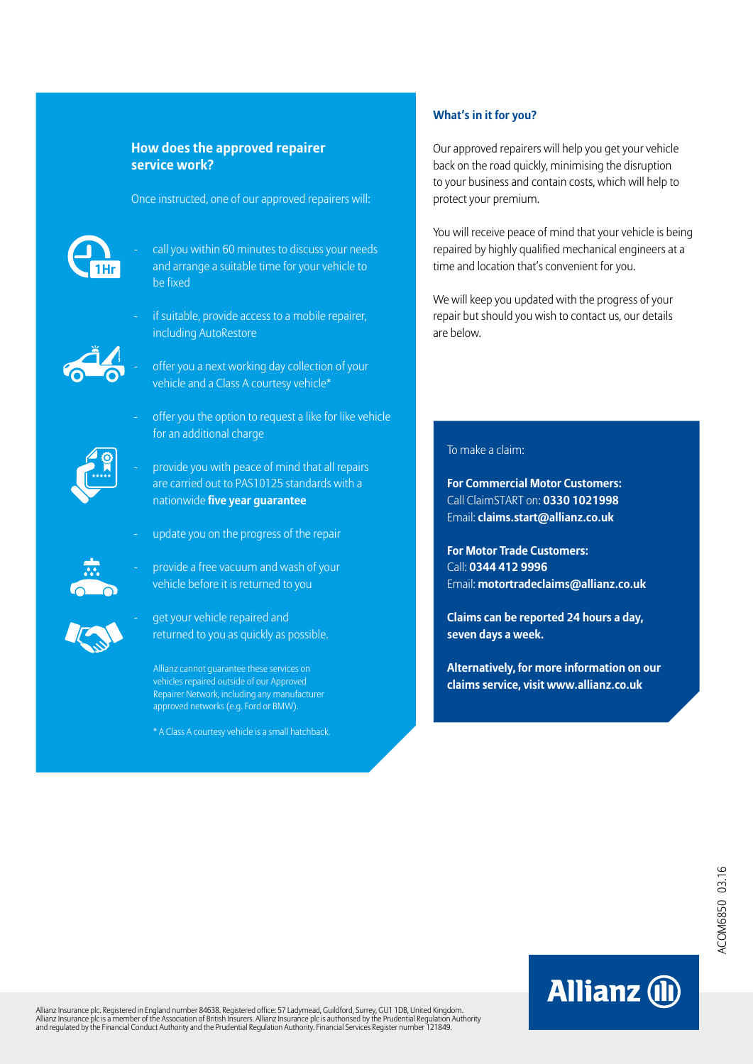## How does the approved repairer service work?

Once instructed, one of our approved repairers will:

- call you within 60 minutes to discuss your needs and arrange a suitable time for your vehicle to be fixed
- if suitable, provide access to a mobile repairer, including AutoRestore
- offer you a next working day collection of your vehicle and a Class A courtesy vehicle*
- offer you the option to request a like for like vehicle for an additional charge
- provide you with peace of mind that all repairs are carried out to PAS10125 standards with a nationwide **five year guarantee**
- update you on the progress of the repair
- provide a free vacuum and wash of your vehicle before it is returned to you
- get your vehicle repaired and returned to you as quickly as possible.

Allianz cannot guarantee these services on vehicles repaired outside of our Approved Repairer Network, including any manufacturer approved networks (e.g. Ford or BMW).

* A Class A courtesy vehicle is a small hatchback.

### What's in it for you?

Our approved repairers will help you get your vehicle back on the road quickly, minimising the disruption to your business and contain costs, which will help to protect your premium.

You will receive peace of mind that your vehicle is being repaired by highly qualified mechanical engineers at a time and location that's convenient for you.

We will keep you updated with the progress of your repair but should you wish to contact us, our details are below.

To make a claim:

**For Commercial Motor Customers:**
Call ClaimSTART on: **0330 1021998**
Email: **claims.start@allianz.co.uk**

**For Motor Trade Customers:**
Call: **0344 412 9996**
Email: **motortradeclaims@allianz.co.uk**

**Claims can be reported 24 hours a day, seven days a week.**

**Alternatively, for more information on our claims service, visit www.allianz.co.uk**

ACOM6850 03.16

Allianz

Allianz Insurance plc. Registered in England number 84638. Registered office: 57 Ladymead, Guildford, Surrey, GU1 1DB, United Kingdom.
Allianz Insurance plc is a member of the Association of British Insurers. Allianz Insurance plc is authorised by the Prudential Regulation Authority and regulated by the Financial Conduct Authority and the Prudential Regulation Authority. Financial Services Register number 121849.